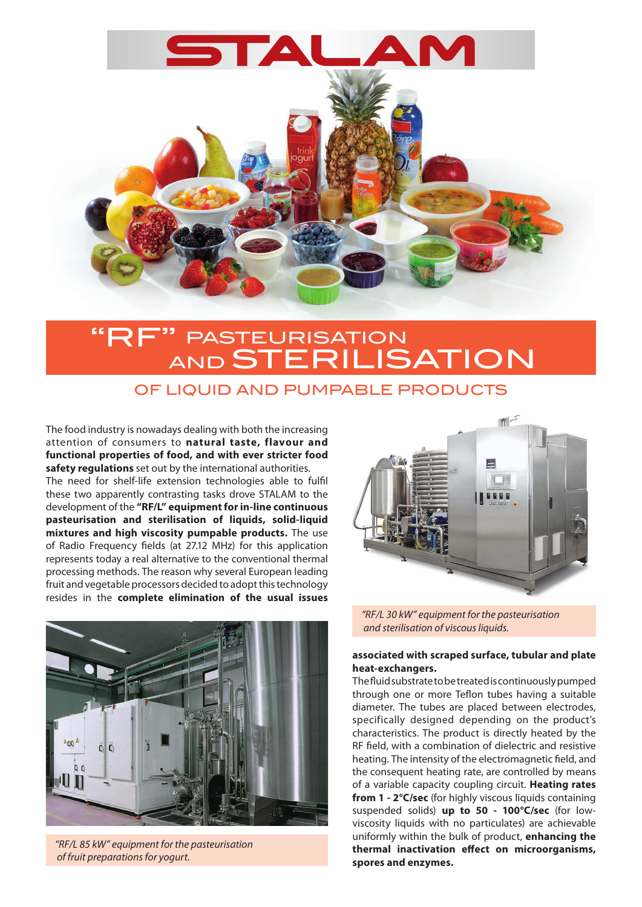# STALAM

# "RF" PASTEURISATION AND STERILISATION

## OF LIQUID AND PUMPABLE PRODUCTS

The food industry is nowadays dealing with both the increasing attention of consumers to **natural taste, flavour and functional properties of food, and with ever stricter food safety regulations** set out by the international authorities.
The need for shelf-life extension technologies able to fulfil these two apparently contrasting tasks drove STALAM to the development of the **"RF/L" equipment for in-line continuous pasteurisation and sterilisation of liquids, solid-liquid mixtures and high viscosity pumpable products.** The use of Radio Frequency fields (at 27.12 MHz) for this application represents today a real alternative to the conventional thermal processing methods. The reason why several European leading fruit and vegetable processors decided to adopt this technology resides in the **complete elimination of the usual issues associated with scraped surface, tubular and plate heat-exchangers.**

*"RF/L 30 kW" equipment for the pasteurisation and sterilisation of viscous liquids.*

*"RF/L 85 kW" equipment for the pasteurisation of fruit preparations for yogurt.*

The fluid substrate to be treated is continuously pumped through one or more Teflon tubes having a suitable diameter. The tubes are placed between electrodes, specifically designed depending on the product's characteristics. The product is directly heated by the RF field, with a combination of dielectric and resistive heating. The intensity of the electromagnetic field, and the consequent heating rate, are controlled by means of a variable capacity coupling circuit. **Heating rates from 1 - 2°C/sec** (for highly viscous liquids containing suspended solids) **up to 50 - 100°C/sec** (for low-viscosity liquids with no particulates) are achievable uniformly within the bulk of product, **enhancing the thermal inactivation effect on microorganisms, spores and enzymes.**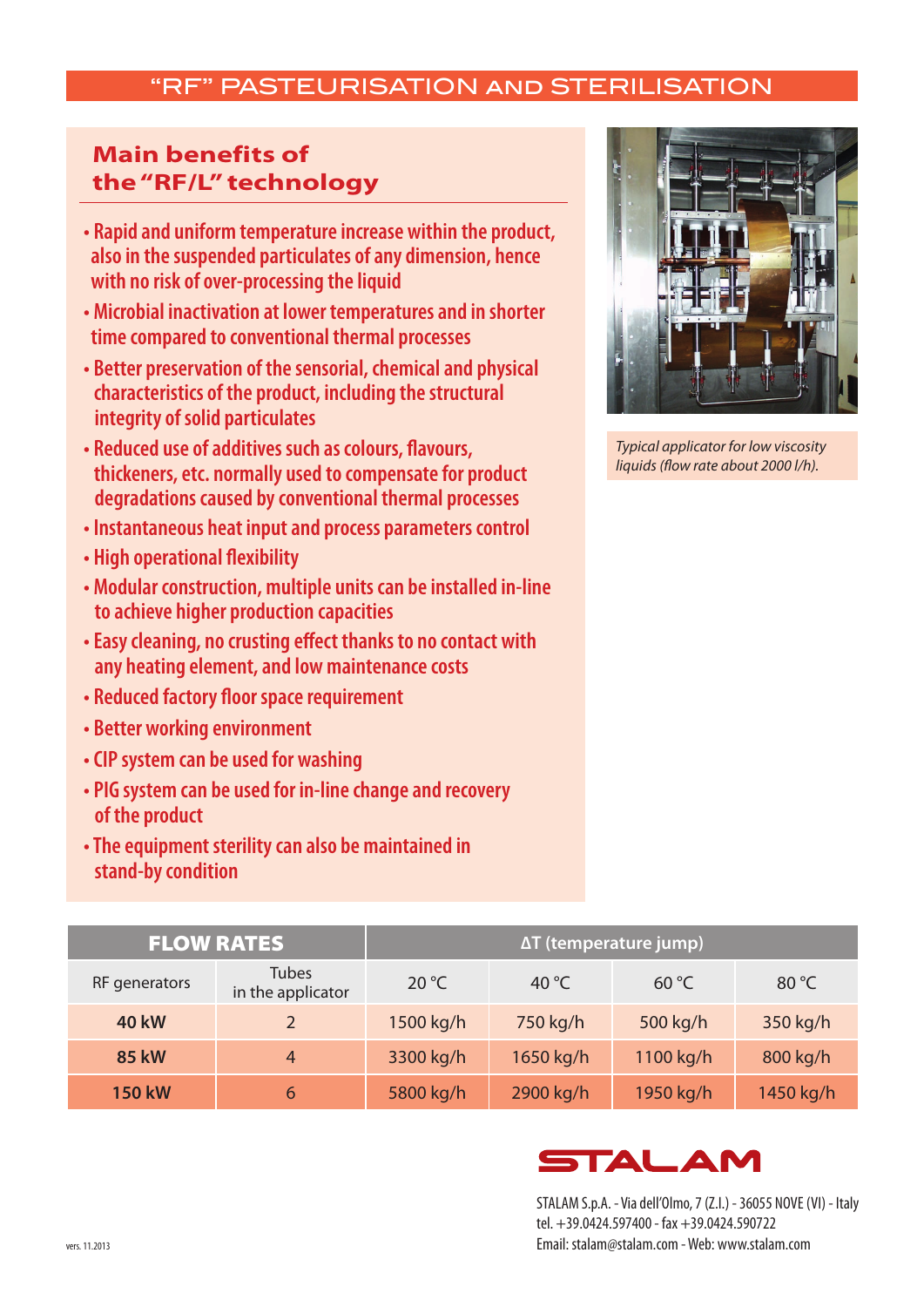# "RF" PASTEURISATION AND STERILISATION

## Main benefits of the "RF/L" technology

- Rapid and uniform temperature increase within the product, also in the suspended particulates of any dimension, hence with no risk of over-processing the liquid
- Microbial inactivation at lower temperatures and in shorter time compared to conventional thermal processes
- Better preservation of the sensorial, chemical and physical characteristics of the product, including the structural integrity of solid particulates
- Reduced use of additives such as colours, flavours, thickeners, etc. normally used to compensate for product degradations caused by conventional thermal processes
- Instantaneous heat input and process parameters control
- High operational flexibility
- Modular construction, multiple units can be installed in-line to achieve higher production capacities
- Easy cleaning, no crusting effect thanks to no contact with any heating element, and low maintenance costs
- Reduced factory floor space requirement
- Better working environment
- CIP system can be used for washing
- PIG system can be used for in-line change and recovery of the product
- The equipment sterility can also be maintained in stand-by condition

*Typical applicator for low viscosity liquids (flow rate about 2000 l/h).*

| FLOW RATES | | ΔT (temperature jump) | | | |
|---|---|---|---|---|---|
| RF generators | Tubes in the applicator | 20 °C | 40 °C | 60 °C | 80 °C |
| **40 kW** | 2 | 1500 kg/h | 750 kg/h | 500 kg/h | 350 kg/h |
| **85 kW** | 4 | 3300 kg/h | 1650 kg/h | 1100 kg/h | 800 kg/h |
| **150 kW** | 6 | 5800 kg/h | 2900 kg/h | 1950 kg/h | 1450 kg/h |

STALAM

STALAM S.p.A. - Via dell'Olmo, 7 (Z.I.) - 36055 NOVE (VI) - Italy
tel. +39.0424.597400 - fax +39.0424.590722
Email: stalam@stalam.com - Web: www.stalam.com

vers. 11.2013